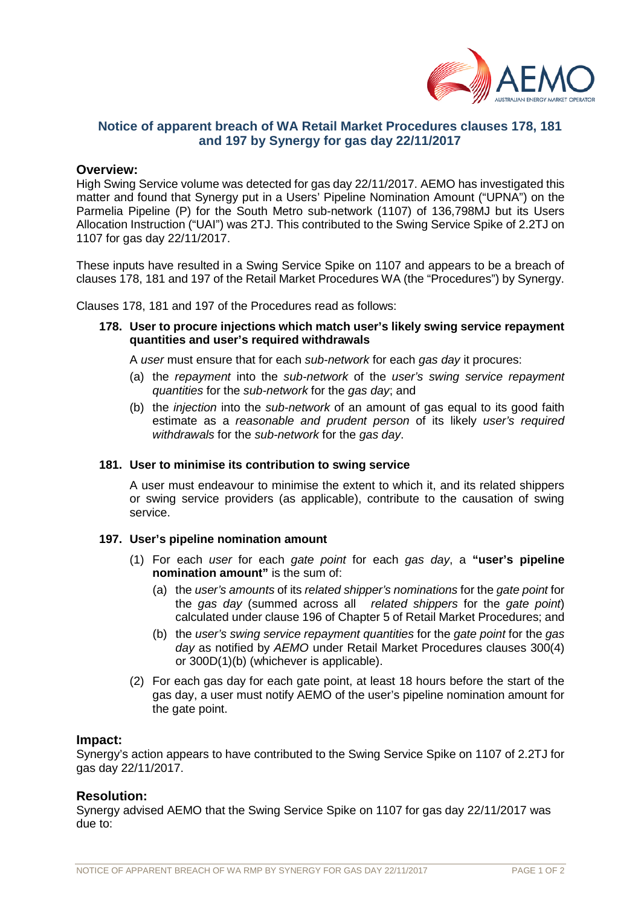# Notice of apparent breach of WA Retail Market Procedures clauses 178, 181 and 197 by Synergy for gas day 22/11/2017

## Overview:

High Swing Service volume was detected for gas day 22/11/2017. AEMO has investigated this matter and found that Synergy put in a Users' Pipeline Nomination Amount ("UPNA") on the Parmelia Pipeline (P) for the South Metro sub-network (1107) of 136,798MJ but its Users Allocation Instruction ("UAI") was 2TJ. This contributed to the Swing Service Spike of 2.2TJ on 1107 for gas day 22/11/2017.

These inputs have resulted in a Swing Service Spike on 1107 and appears to be a breach of clauses 178, 181 and 197 of the Retail Market Procedures WA (the "Procedures") by Synergy.

Clauses 178, 181 and 197 of the Procedures read as follows:

**178. User to procure injections which match user's likely swing service repayment quantities and user's required withdrawals**

A *user* must ensure that for each *sub-network* for each *gas day* it procures:

(a) the *repayment* into the *sub-network* of the *user's swing service repayment quantities* for the *sub-network* for the *gas day*; and

(b) the *injection* into the *sub-network* of an amount of gas equal to its good faith estimate as a *reasonable and prudent person* of its likely *user's required withdrawals* for the *sub-network* for the *gas day*.

**181. User to minimise its contribution to swing service**

A user must endeavour to minimise the extent to which it, and its related shippers or swing service providers (as applicable), contribute to the causation of swing service.

**197. User's pipeline nomination amount**

(1) For each *user* for each *gate point* for each *gas day*, a **"user's pipeline nomination amount"** is the sum of:

(a) the *user's amounts* of its *related shipper's nominations* for the *gate point* for the *gas day* (summed across all *related shippers* for the *gate point*) calculated under clause 196 of Chapter 5 of Retail Market Procedures; and

(b) the *user's swing service repayment quantities* for the *gate point* for the *gas day* as notified by *AEMO* under Retail Market Procedures clauses 300(4) or 300D(1)(b) (whichever is applicable).

(2) For each gas day for each gate point, at least 18 hours before the start of the gas day, a user must notify AEMO of the user's pipeline nomination amount for the gate point.

## Impact:

Synergy's action appears to have contributed to the Swing Service Spike on 1107 of 2.2TJ for gas day 22/11/2017.

## Resolution:

Synergy advised AEMO that the Swing Service Spike on 1107 for gas day 22/11/2017 was due to: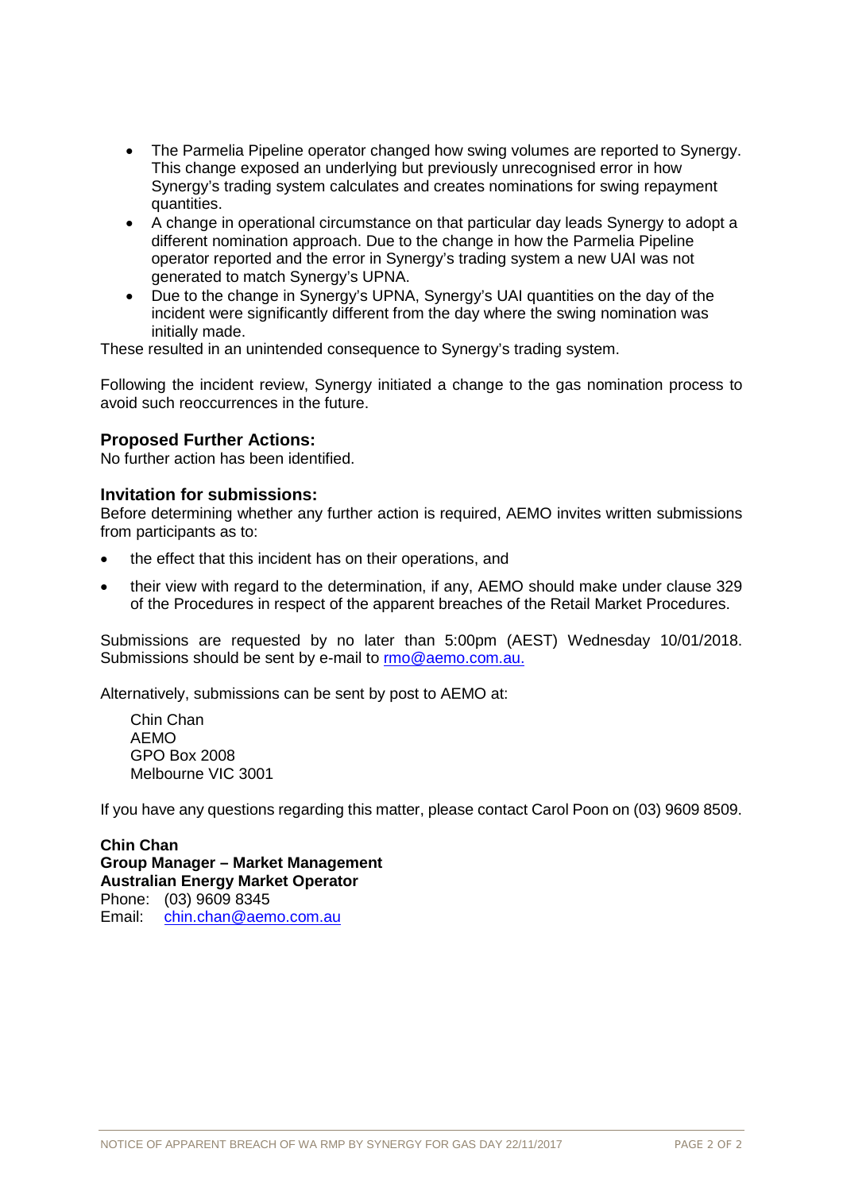- The Parmelia Pipeline operator changed how swing volumes are reported to Synergy. This change exposed an underlying but previously unrecognised error in how Synergy's trading system calculates and creates nominations for swing repayment quantities.
- A change in operational circumstance on that particular day leads Synergy to adopt a different nomination approach. Due to the change in how the Parmelia Pipeline operator reported and the error in Synergy's trading system a new UAI was not generated to match Synergy's UPNA.
- Due to the change in Synergy's UPNA, Synergy's UAI quantities on the day of the incident were significantly different from the day where the swing nomination was initially made.

These resulted in an unintended consequence to Synergy's trading system.

Following the incident review, Synergy initiated a change to the gas nomination process to avoid such reoccurrences in the future.

### Proposed Further Actions:

No further action has been identified.

### Invitation for submissions:

Before determining whether any further action is required, AEMO invites written submissions from participants as to:

- the effect that this incident has on their operations, and
- their view with regard to the determination, if any, AEMO should make under clause 329 of the Procedures in respect of the apparent breaches of the Retail Market Procedures.

Submissions are requested by no later than 5:00pm (AEST) Wednesday 10/01/2018. Submissions should be sent by e-mail to rmo@aemo.com.au.

Alternatively, submissions can be sent by post to AEMO at:

Chin Chan
AEMO
GPO Box 2008
Melbourne VIC 3001

If you have any questions regarding this matter, please contact Carol Poon on (03) 9609 8509.

**Chin Chan**
**Group Manager – Market Management**
**Australian Energy Market Operator**
Phone: (03) 9609 8345
Email: chin.chan@aemo.com.au